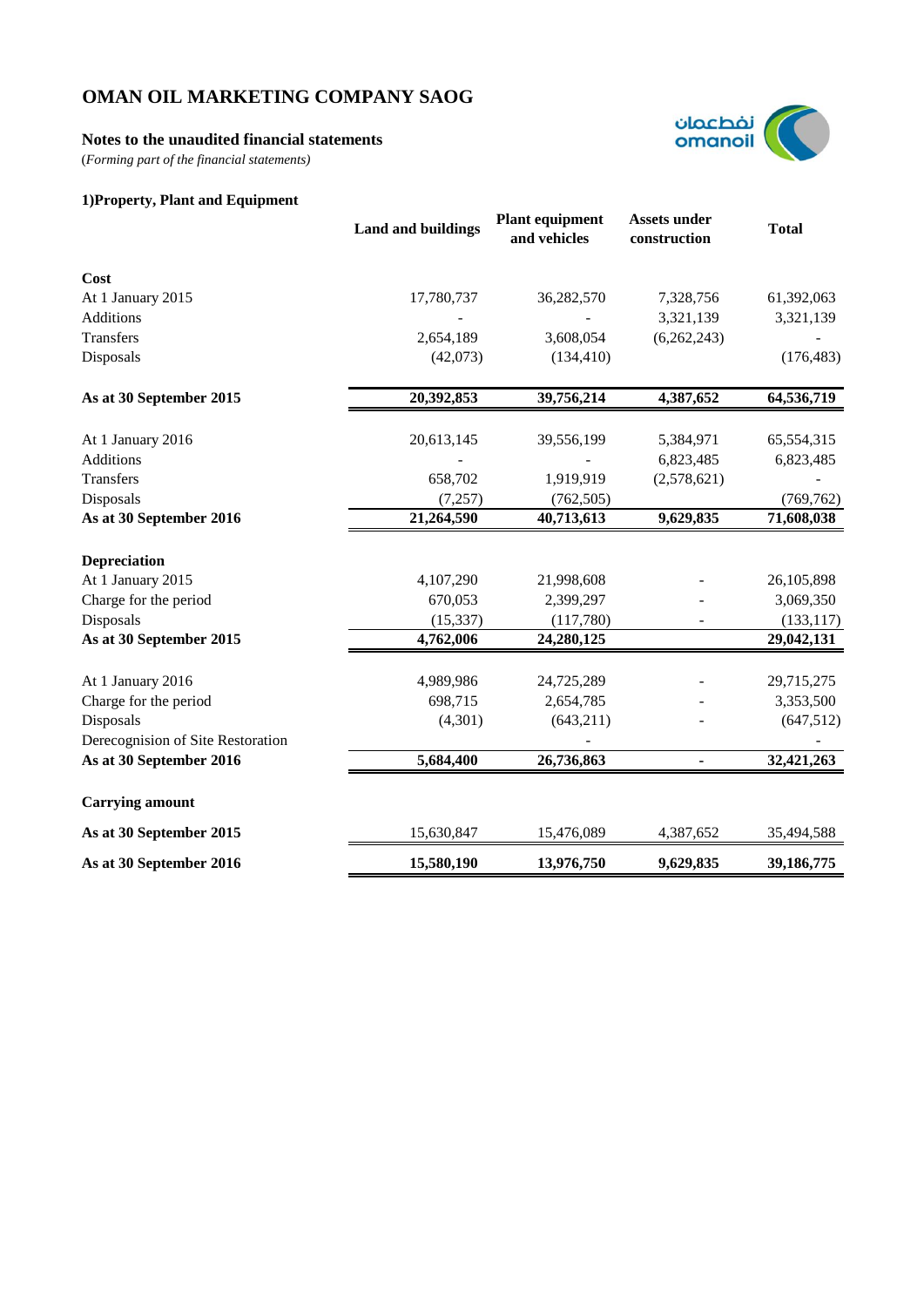# OMAN OIL MARKETING COMPANY SAOG

**Notes to the unaudited financial statements**

(*Forming part of the financial statements)*

### 1)Property, Plant and Equipment

| | Land and buildings | Plant equipment and vehicles | Assets under construction | Total |
|---|---|---|---|---|
| **Cost** | | | | |
| At 1 January 2015 | 17,780,737 | 36,282,570 | 7,328,756 | 61,392,063 |
| Additions | - | - | 3,321,139 | 3,321,139 |
| Transfers | 2,654,189 | 3,608,054 | (6,262,243) | - |
| Disposals | (42,073) | (134,410) | | (176,483) |
| **As at 30 September 2015** | **20,392,853** | **39,756,214** | **4,387,652** | **64,536,719** |
| At 1 January 2016 | 20,613,145 | 39,556,199 | 5,384,971 | 65,554,315 |
| Additions | - | - | 6,823,485 | 6,823,485 |
| Transfers | 658,702 | 1,919,919 | (2,578,621) | - |
| Disposals | (7,257) | (762,505) | | (769,762) |
| **As at 30 September 2016** | **21,264,590** | **40,713,613** | **9,629,835** | **71,608,038** |
| **Depreciation** | | | | |
| At 1 January 2015 | 4,107,290 | 21,998,608 | - | 26,105,898 |
| Charge for the period | 670,053 | 2,399,297 | - | 3,069,350 |
| Disposals | (15,337) | (117,780) | - | (133,117) |
| **As at 30 September 2015** | **4,762,006** | **24,280,125** | | **29,042,131** |
| At 1 January 2016 | 4,989,986 | 24,725,289 | - | 29,715,275 |
| Charge for the period | 698,715 | 2,654,785 | - | 3,353,500 |
| Disposals | (4,301) | (643,211) | - | (647,512) |
| Derecognision of Site Restoration | | - | | - |
| **As at 30 September 2016** | **5,684,400** | **26,736,863** | **-** | **32,421,263** |
| **Carrying amount** | | | | |
| **As at 30 September 2015** | 15,630,847 | 15,476,089 | 4,387,652 | 35,494,588 |
| **As at 30 September 2016** | **15,580,190** | **13,976,750** | **9,629,835** | **39,186,775** |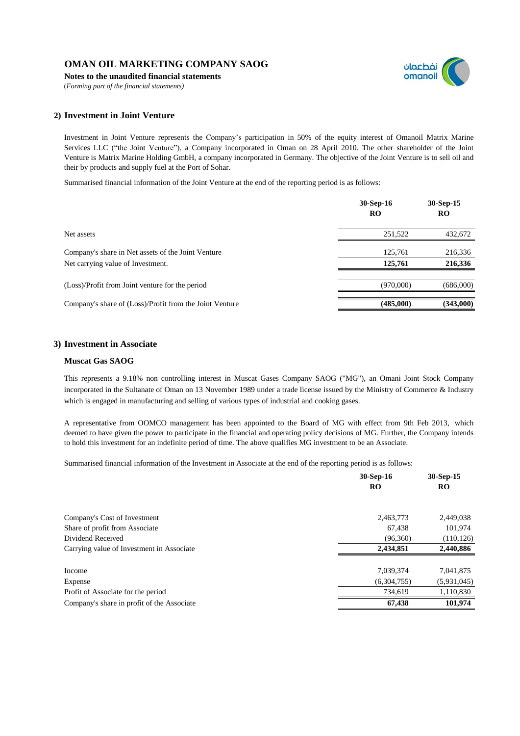# 2) Investment in Joint Venture

Investment in Joint Venture represents the Company's participation in 50% of the equity interest of Omanoil Matrix Marine Services LLC ("the Joint Venture"), a Company incorporated in Oman on 28 April 2010. The other shareholder of the Joint Venture is Matrix Marine Holding GmbH, a company incorporated in Germany. The objective of the Joint Venture is to sell oil and their by products and supply fuel at the Port of Sohar.

Summarised financial information of the Joint Venture at the end of the reporting period is as follows:

| | 30-Sep-16<br>RO | 30-Sep-15<br>RO |
|---|---|---|
| Net assets | 251,522 | 432,672 |
| Company's share in Net assets of the Joint Venture | 125,761 | 216,336 |
| Net carrying value of Investment. | **125,761** | **216,336** |
| (Loss)/Profit from Joint venture for the period | (970,000) | (686,000) |
| Company's share of (Loss)/Profit from the Joint Venture | **(485,000)** | **(343,000)** |

# 3) Investment in Associate

## Muscat Gas SAOG

This represents a 9.18% non controlling interest in Muscat Gases Company SAOG ("MG"), an Omani Joint Stock Company incorporated in the Sultanate of Oman on 13 November 1989 under a trade license issued by the Ministry of Commerce & Industry which is engaged in manufacturing and selling of various types of industrial and cooking gases.

A representative from OOMCO management has been appointed to the Board of MG with effect from 9th Feb 2013, which deemed to have given the power to participate in the financial and operating policy decisions of MG. Further, the Company intends to hold this investment for an indefinite period of time. The above qualifies MG investment to be an Associate.

Summarised financial information of the Investment in Associate at the end of the reporting period is as follows:

| | 30-Sep-16<br>RO | 30-Sep-15<br>RO |
|---|---|---|
| Company's Cost of Investment | 2,463,773 | 2,449,038 |
| Share of profit from Associate | 67,438 | 101,974 |
| Dividend Received | (96,360) | (110,126) |
| Carrying value of Investment in Associate | **2,434,851** | **2,440,886** |
| Income | 7,039,374 | 7,041,875 |
| Expense | (6,304,755) | (5,931,045) |
| Profit of Associate for the period | 734,619 | 1,110,830 |
| Company's share in profit of the Associate | **67,438** | **101,974** |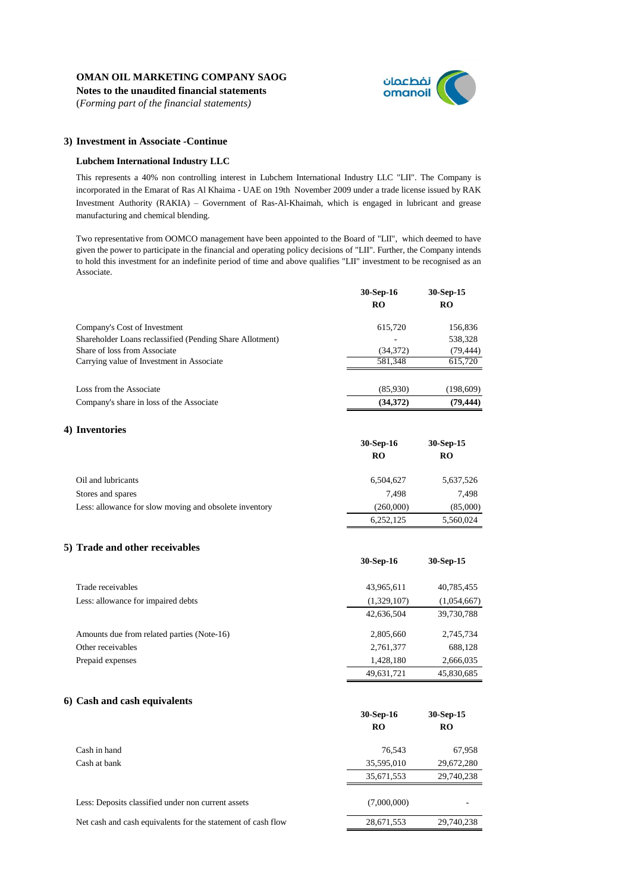**OMAN OIL MARKETING COMPANY SAOG**

**Notes to the unaudited financial statements**

(*Forming part of the financial statements)*

### 3) Investment in Associate -Continue

**Lubchem International Industry LLC**

This represents a 40% non controlling interest in Lubchem International Industry LLC "LII". The Company is incorporated in the Emarat of Ras Al Khaima - UAE on 19th November 2009 under a trade license issued by RAK Investment Authority (RAKIA) – Government of Ras-Al-Khaimah, which is engaged in lubricant and grease manufacturing and chemical blending.

Two representative from OOMCO management have been appointed to the Board of "LII", which deemed to have given the power to participate in the financial and operating policy decisions of "LII". Further, the Company intends to hold this investment for an indefinite period of time and above qualifies "LII" investment to be recognised as an Associate.

| | 30-Sep-16 RO | 30-Sep-15 RO |
|---|---|---|
| Company's Cost of Investment | 615,720 | 156,836 |
| Shareholder Loans reclassified (Pending Share Allotment) | - | 538,328 |
| Share of loss from Associate | (34,372) | (79,444) |
| Carrying value of Investment in Associate | 581,348 | 615,720 |
| | | |
| Loss from the Associate | (85,930) | (198,609) |
| Company's share in loss of the Associate | **(34,372)** | **(79,444)** |

### 4) Inventories

| | 30-Sep-16 RO | 30-Sep-15 RO |
|---|---|---|
| Oil and lubricants | 6,504,627 | 5,637,526 |
| Stores and spares | 7,498 | 7,498 |
| Less: allowance for slow moving and obsolete inventory | (260,000) | (85,000) |
| | 6,252,125 | 5,560,024 |

### 5) Trade and other receivables

| | 30-Sep-16 | 30-Sep-15 |
|---|---|---|
| Trade receivables | 43,965,611 | 40,785,455 |
| Less: allowance for impaired debts | (1,329,107) | (1,054,667) |
| | 42,636,504 | 39,730,788 |
| Amounts due from related parties (Note-16) | 2,805,660 | 2,745,734 |
| Other receivables | 2,761,377 | 688,128 |
| Prepaid expenses | 1,428,180 | 2,666,035 |
| | 49,631,721 | 45,830,685 |

### 6) Cash and cash equivalents

| | 30-Sep-16 RO | 30-Sep-15 RO |
|---|---|---|
| Cash in hand | 76,543 | 67,958 |
| Cash at bank | 35,595,010 | 29,672,280 |
| | 35,671,553 | 29,740,238 |
| | | |
| Less: Deposits classified under non current assets | (7,000,000) | - |
| Net cash and cash equivalents for the statement of cash flow | 28,671,553 | 29,740,238 |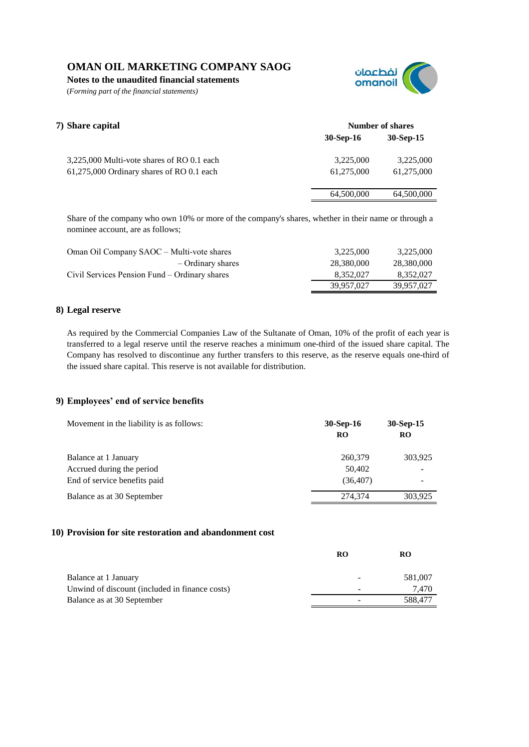# OMAN OIL MARKETING COMPANY SAOG

**Notes to the unaudited financial statements**

(*Forming part of the financial statements)*

## 7) Share capital

| | Number of shares | |
|---|---|---|
| | **30-Sep-16** | **30-Sep-15** |
| 3,225,000 Multi-vote shares of RO 0.1 each | 3,225,000 | 3,225,000 |
| 61,275,000 Ordinary shares of RO 0.1 each | 61,275,000 | 61,275,000 |
| | 64,500,000 | 64,500,000 |

Share of the company who own 10% or more of the company's shares, whether in their name or through a nominee account, are as follows;

| | | |
|---|---|---|
| Oman Oil Company SAOC – Multi-vote shares | 3,225,000 | 3,225,000 |
| – Ordinary shares | 28,380,000 | 28,380,000 |
| Civil Services Pension Fund – Ordinary shares | 8,352,027 | 8,352,027 |
| | 39,957,027 | 39,957,027 |

## 8) Legal reserve

As required by the Commercial Companies Law of the Sultanate of Oman, 10% of the profit of each year is transferred to a legal reserve until the reserve reaches a minimum one-third of the issued share capital. The Company has resolved to discontinue any further transfers to this reserve, as the reserve equals one-third of the issued share capital. This reserve is not available for distribution.

## 9) Employees' end of service benefits

| Movement in the liability is as follows: | **30-Sep-16** **RO** | **30-Sep-15** **RO** |
|---|---|---|
| Balance at 1 January | 260,379 | 303,925 |
| Accrued during the period | 50,402 | - |
| End of service benefits paid | (36,407) | - |
| Balance as at 30 September | 274,374 | 303,925 |

## 10) Provision for site restoration and abandonment cost

| | **RO** | **RO** |
|---|---|---|
| Balance at 1 January | - | 581,007 |
| Unwind of discount (included in finance costs) | - | 7,470 |
| Balance as at 30 September | - | 588,477 |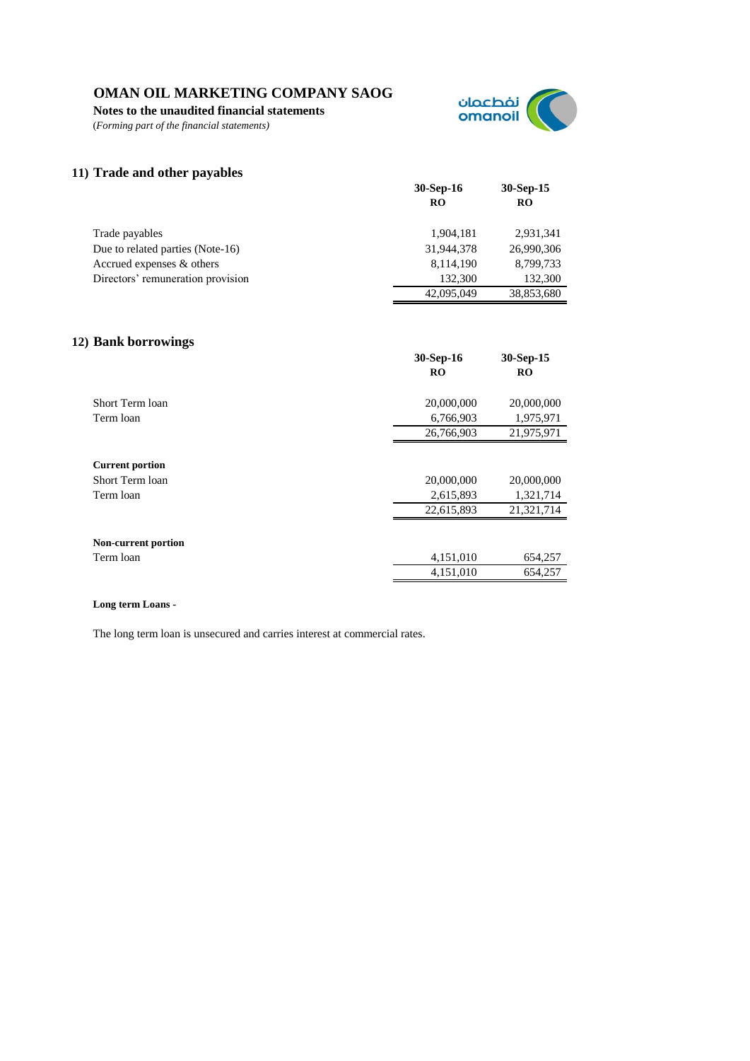# OMAN OIL MARKETING COMPANY SAOG

**Notes to the unaudited financial statements**

(*Forming part of the financial statements)*

## 11) Trade and other payables

| | 30-Sep-16 RO | 30-Sep-15 RO |
|---|---|---|
| Trade payables | 1,904,181 | 2,931,341 |
| Due to related parties (Note-16) | 31,944,378 | 26,990,306 |
| Accrued expenses & others | 8,114,190 | 8,799,733 |
| Directors' remuneration provision | 132,300 | 132,300 |
| | 42,095,049 | 38,853,680 |

## 12) Bank borrowings

| | 30-Sep-16 RO | 30-Sep-15 RO |
|---|---|---|
| Short Term loan | 20,000,000 | 20,000,000 |
| Term loan | 6,766,903 | 1,975,971 |
| | 26,766,903 | 21,975,971 |
| **Current portion** | | |
| Short Term loan | 20,000,000 | 20,000,000 |
| Term loan | 2,615,893 | 1,321,714 |
| | 22,615,893 | 21,321,714 |
| **Non-current portion** | | |
| Term loan | 4,151,010 | 654,257 |
| | 4,151,010 | 654,257 |

**Long term Loans -**

The long term loan is unsecured and carries interest at commercial rates.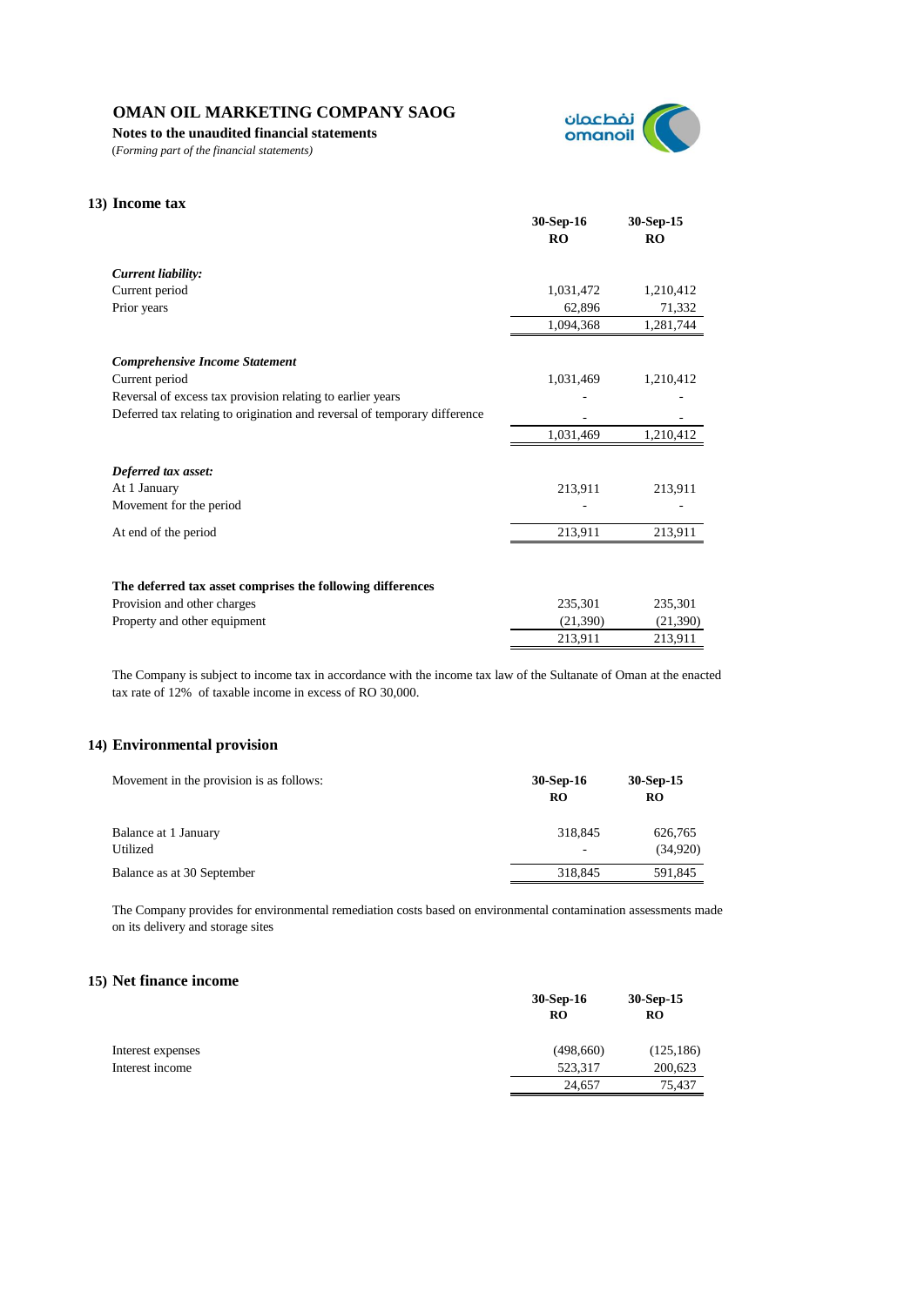# OMAN OIL MARKETING COMPANY SAOG

**Notes to the unaudited financial statements**

(*Forming part of the financial statements)*

## 13) Income tax

| | 30-Sep-16 RO | 30-Sep-15 RO |
|---|---|---|
| ***Current liability:*** | | |
| Current period | 1,031,472 | 1,210,412 |
| Prior years | 62,896 | 71,332 |
| | 1,094,368 | 1,281,744 |
| ***Comprehensive Income Statement*** | | |
| Current period | 1,031,469 | 1,210,412 |
| Reversal of excess tax provision relating to earlier years | - | - |
| Deferred tax relating to origination and reversal of temporary difference | - | - |
| | 1,031,469 | 1,210,412 |
| ***Deferred tax asset:*** | | |
| At 1 January | 213,911 | 213,911 |
| Movement for the period | - | - |
| At end of the period | 213,911 | 213,911 |
| **The deferred tax asset comprises the following differences** | | |
| Provision and other charges | 235,301 | 235,301 |
| Property and other equipment | (21,390) | (21,390) |
| | 213,911 | 213,911 |

The Company is subject to income tax in accordance with the income tax law of the Sultanate of Oman at the enacted tax rate of 12% of taxable income in excess of RO 30,000.

## 14) Environmental provision

| Movement in the provision is as follows: | 30-Sep-16 RO | 30-Sep-15 RO |
|---|---|---|
| Balance at 1 January | 318,845 | 626,765 |
| Utilized | - | (34,920) |
| Balance as at 30 September | 318,845 | 591,845 |

The Company provides for environmental remediation costs based on environmental contamination assessments made on its delivery and storage sites

## 15) Net finance income

| | 30-Sep-16 RO | 30-Sep-15 RO |
|---|---|---|
| Interest expenses | (498,660) | (125,186) |
| Interest income | 523,317 | 200,623 |
| | 24,657 | 75,437 |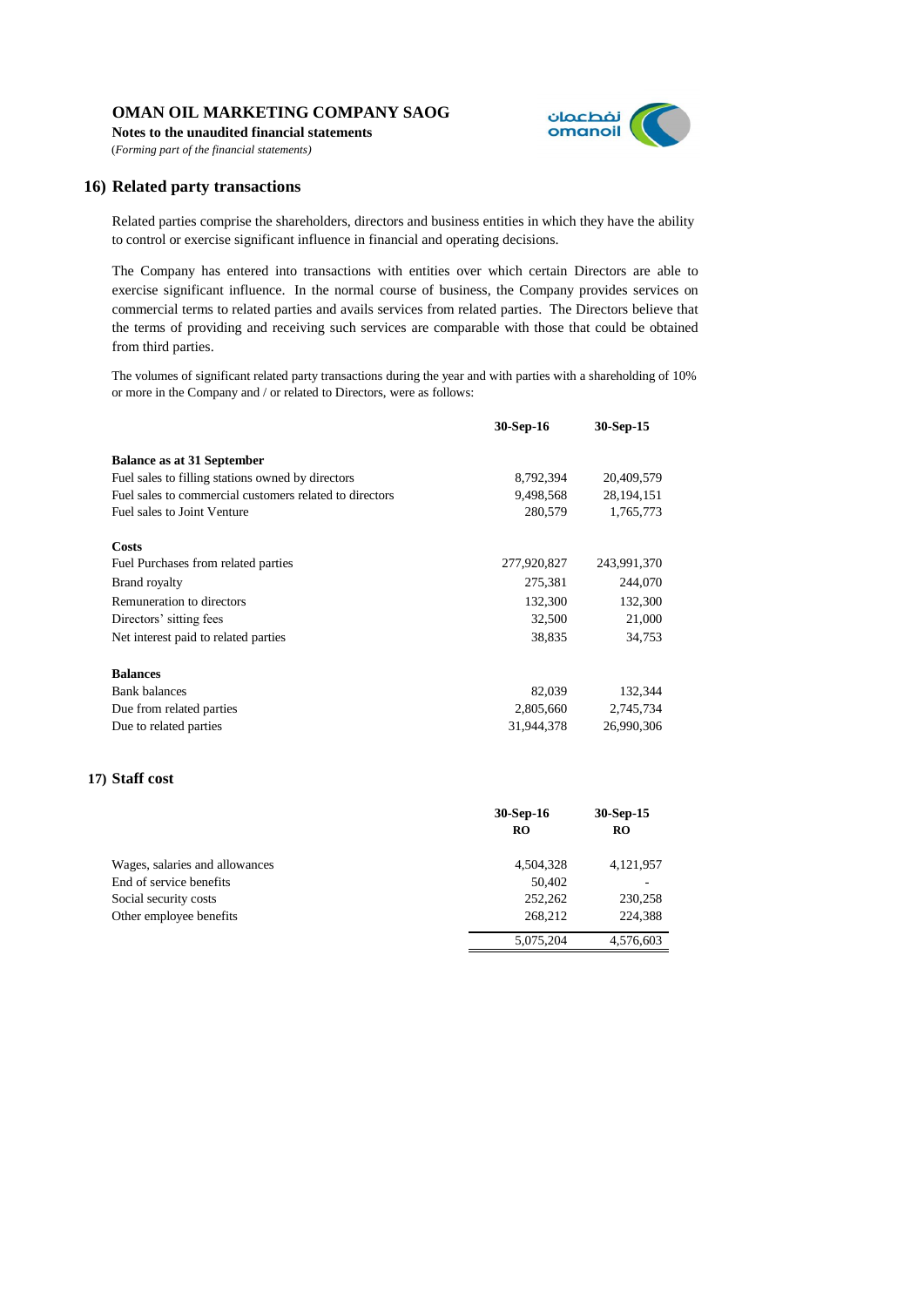## 16) Related party transactions

Related parties comprise the shareholders, directors and business entities in which they have the ability to control or exercise significant influence in financial and operating decisions.

The Company has entered into transactions with entities over which certain Directors are able to exercise significant influence. In the normal course of business, the Company provides services on commercial terms to related parties and avails services from related parties. The Directors believe that the terms of providing and receiving such services are comparable with those that could be obtained from third parties.

The volumes of significant related party transactions during the year and with parties with a shareholding of 10% or more in the Company and / or related to Directors, were as follows:

| | 30-Sep-16 | 30-Sep-15 |
|---|---|---|
| **Balance as at 31 September** | | |
| Fuel sales to filling stations owned by directors | 8,792,394 | 20,409,579 |
| Fuel sales to commercial customers related to directors | 9,498,568 | 28,194,151 |
| Fuel sales to Joint Venture | 280,579 | 1,765,773 |
| **Costs** | | |
| Fuel Purchases from related parties | 277,920,827 | 243,991,370 |
| Brand royalty | 275,381 | 244,070 |
| Remuneration to directors | 132,300 | 132,300 |
| Directors' sitting fees | 32,500 | 21,000 |
| Net interest paid to related parties | 38,835 | 34,753 |
| **Balances** | | |
| Bank balances | 82,039 | 132,344 |
| Due from related parties | 2,805,660 | 2,745,734 |
| Due to related parties | 31,944,378 | 26,990,306 |

## 17) Staff cost

| | 30-Sep-16 RO | 30-Sep-15 RO |
|---|---|---|
| Wages, salaries and allowances | 4,504,328 | 4,121,957 |
| End of service benefits | 50,402 | - |
| Social security costs | 252,262 | 230,258 |
| Other employee benefits | 268,212 | 224,388 |
| | 5,075,204 | 4,576,603 |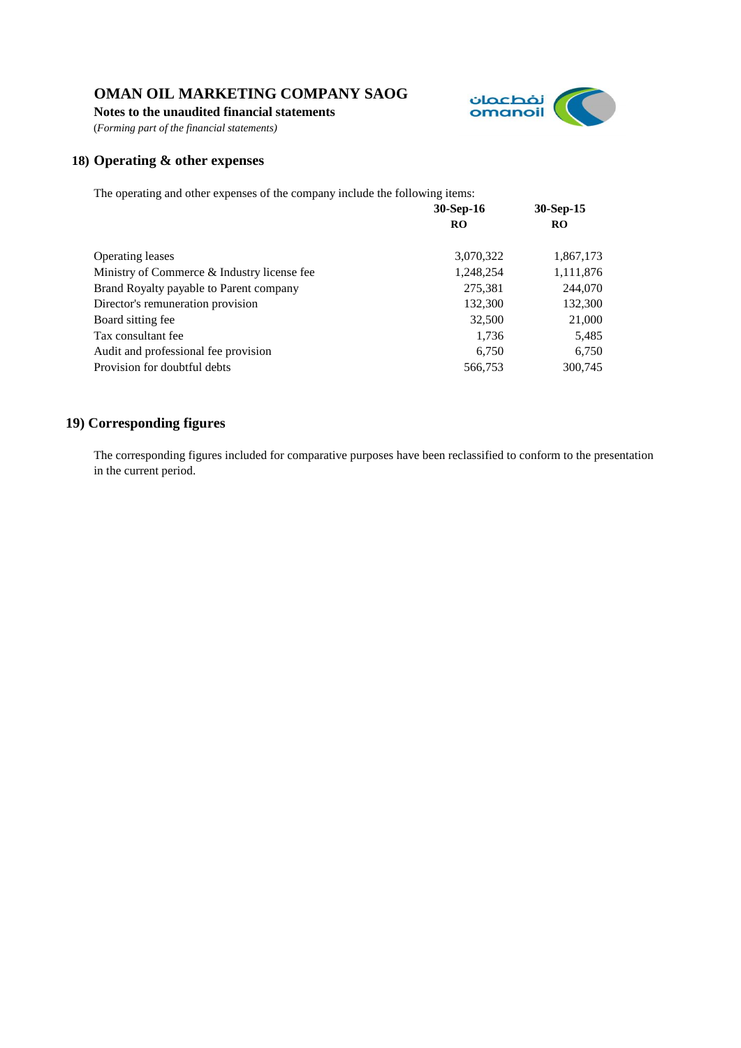# OMAN OIL MARKETING COMPANY SAOG

**Notes to the unaudited financial statements**

(*Forming part of the financial statements)*

## 18) Operating & other expenses

The operating and other expenses of the company include the following items:

| | 30-Sep-16 RO | 30-Sep-15 RO |
|---|---|---|
| Operating leases | 3,070,322 | 1,867,173 |
| Ministry of Commerce & Industry license fee | 1,248,254 | 1,111,876 |
| Brand Royalty payable to Parent company | 275,381 | 244,070 |
| Director's remuneration provision | 132,300 | 132,300 |
| Board sitting fee | 32,500 | 21,000 |
| Tax consultant fee | 1,736 | 5,485 |
| Audit and professional fee provision | 6,750 | 6,750 |
| Provision for doubtful debts | 566,753 | 300,745 |

## 19) Corresponding figures

The corresponding figures included for comparative purposes have been reclassified to conform to the presentation in the current period.